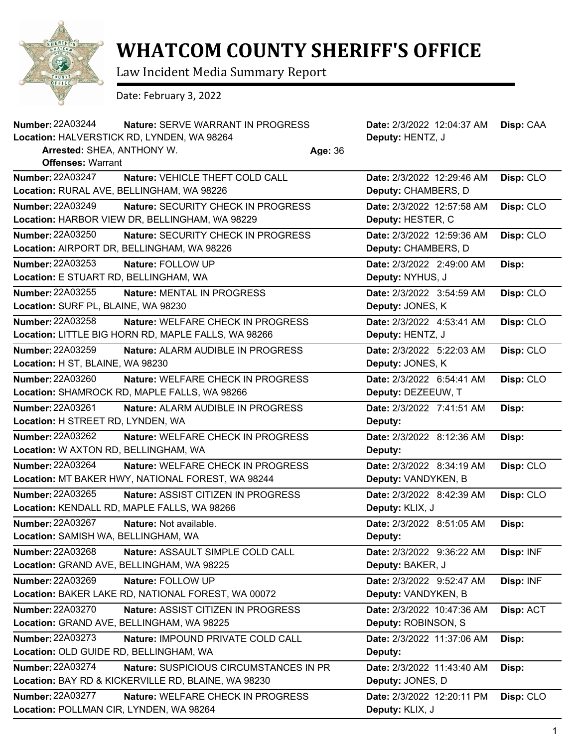# WHATCOM COUNTY SHERIFF'S OFFICE

Law Incident Media Summary Report

Date: February 3, 2022

**Number:** 22A03244 **Nature:** SERVE WARRANT IN PROGRESS **Date:** 2/3/2022 12:04:37 AM **Disp:** CAA
**Location:** HALVERSTICK RD, LYNDEN, WA 98264 **Deputy:** HENTZ, J
**Arrested:** SHEA, ANTHONY W. **Age:** 36
**Offenses:** Warrant

---

**Number:** 22A03247 **Nature:** VEHICLE THEFT COLD CALL **Date:** 2/3/2022 12:29:46 AM **Disp:** CLO
**Location:** RURAL AVE, BELLINGHAM, WA 98226 **Deputy:** CHAMBERS, D

---

**Number:** 22A03249 **Nature:** SECURITY CHECK IN PROGRESS **Date:** 2/3/2022 12:57:58 AM **Disp:** CLO
**Location:** HARBOR VIEW DR, BELLINGHAM, WA 98229 **Deputy:** HESTER, C

---

**Number:** 22A03250 **Nature:** SECURITY CHECK IN PROGRESS **Date:** 2/3/2022 12:59:36 AM **Disp:** CLO
**Location:** AIRPORT DR, BELLINGHAM, WA 98226 **Deputy:** CHAMBERS, D

---

**Number:** 22A03253 **Nature:** FOLLOW UP **Date:** 2/3/2022 2:49:00 AM **Disp:**
**Location:** E STUART RD, BELLINGHAM, WA **Deputy:** NYHUS, J

---

**Number:** 22A03255 **Nature:** MENTAL IN PROGRESS **Date:** 2/3/2022 3:54:59 AM **Disp:** CLO
**Location:** SURF PL, BLAINE, WA 98230 **Deputy:** JONES, K

---

**Number:** 22A03258 **Nature:** WELFARE CHECK IN PROGRESS **Date:** 2/3/2022 4:53:41 AM **Disp:** CLO
**Location:** LITTLE BIG HORN RD, MAPLE FALLS, WA 98266 **Deputy:** HENTZ, J

---

**Number:** 22A03259 **Nature:** ALARM AUDIBLE IN PROGRESS **Date:** 2/3/2022 5:22:03 AM **Disp:** CLO
**Location:** H ST, BLAINE, WA 98230 **Deputy:** JONES, K

---

**Number:** 22A03260 **Nature:** WELFARE CHECK IN PROGRESS **Date:** 2/3/2022 6:54:41 AM **Disp:** CLO
**Location:** SHAMROCK RD, MAPLE FALLS, WA 98266 **Deputy:** DEZEEUW, T

---

**Number:** 22A03261 **Nature:** ALARM AUDIBLE IN PROGRESS **Date:** 2/3/2022 7:41:51 AM **Disp:**
**Location:** H STREET RD, LYNDEN, WA **Deputy:**

---

**Number:** 22A03262 **Nature:** WELFARE CHECK IN PROGRESS **Date:** 2/3/2022 8:12:36 AM **Disp:**
**Location:** W AXTON RD, BELLINGHAM, WA **Deputy:**

---

**Number:** 22A03264 **Nature:** WELFARE CHECK IN PROGRESS **Date:** 2/3/2022 8:34:19 AM **Disp:** CLO
**Location:** MT BAKER HWY, NATIONAL FOREST, WA 98244 **Deputy:** VANDYKEN, B

---

**Number:** 22A03265 **Nature:** ASSIST CITIZEN IN PROGRESS **Date:** 2/3/2022 8:42:39 AM **Disp:** CLO
**Location:** KENDALL RD, MAPLE FALLS, WA 98266 **Deputy:** KLIX, J

---

**Number:** 22A03267 **Nature:** Not available. **Date:** 2/3/2022 8:51:05 AM **Disp:**
**Location:** SAMISH WA, BELLINGHAM, WA **Deputy:**

---

**Number:** 22A03268 **Nature:** ASSAULT SIMPLE COLD CALL **Date:** 2/3/2022 9:36:22 AM **Disp:** INF
**Location:** GRAND AVE, BELLINGHAM, WA 98225 **Deputy:** BAKER, J

---

**Number:** 22A03269 **Nature:** FOLLOW UP **Date:** 2/3/2022 9:52:47 AM **Disp:** INF
**Location:** BAKER LAKE RD, NATIONAL FOREST, WA 00072 **Deputy:** VANDYKEN, B

---

**Number:** 22A03270 **Nature:** ASSIST CITIZEN IN PROGRESS **Date:** 2/3/2022 10:47:36 AM **Disp:** ACT
**Location:** GRAND AVE, BELLINGHAM, WA 98225 **Deputy:** ROBINSON, S

---

**Number:** 22A03273 **Nature:** IMPOUND PRIVATE COLD CALL **Date:** 2/3/2022 11:37:06 AM **Disp:**
**Location:** OLD GUIDE RD, BELLINGHAM, WA **Deputy:**

---

**Number:** 22A03274 **Nature:** SUSPICIOUS CIRCUMSTANCES IN PR **Date:** 2/3/2022 11:43:40 AM **Disp:**
**Location:** BAY RD & KICKERVILLE RD, BLAINE, WA 98230 **Deputy:** JONES, D

---

**Number:** 22A03277 **Nature:** WELFARE CHECK IN PROGRESS **Date:** 2/3/2022 12:20:11 PM **Disp:** CLO
**Location:** POLLMAN CIR, LYNDEN, WA 98264 **Deputy:** KLIX, J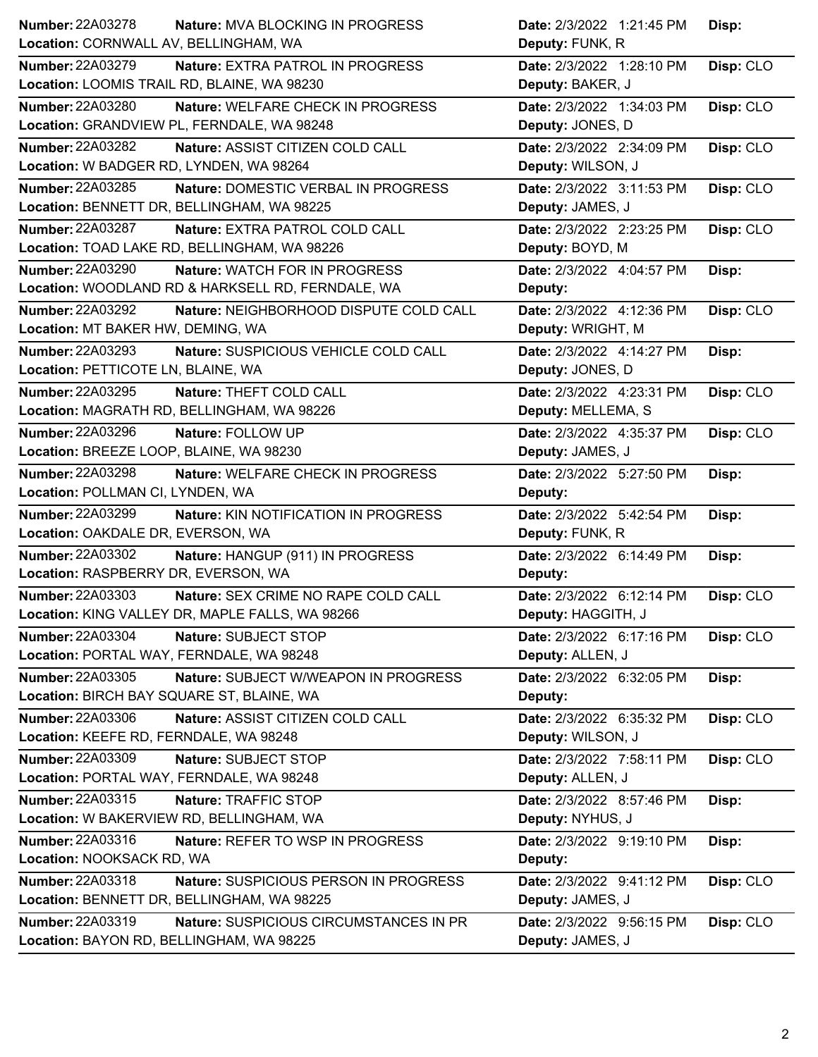| Number | Nature | Location | Date | Deputy | Disp |
|---|---|---|---|---|---|
| 22A03278 | MVA BLOCKING IN PROGRESS | CORNWALL AV, BELLINGHAM, WA | 2/3/2022 1:21:45 PM | FUNK, R | |
| 22A03279 | EXTRA PATROL IN PROGRESS | LOOMIS TRAIL RD, BLAINE, WA 98230 | 2/3/2022 1:28:10 PM | BAKER, J | CLO |
| 22A03280 | WELFARE CHECK IN PROGRESS | GRANDVIEW PL, FERNDALE, WA 98248 | 2/3/2022 1:34:03 PM | JONES, D | CLO |
| 22A03282 | ASSIST CITIZEN COLD CALL | W BADGER RD, LYNDEN, WA 98264 | 2/3/2022 2:34:09 PM | WILSON, J | CLO |
| 22A03285 | DOMESTIC VERBAL IN PROGRESS | BENNETT DR, BELLINGHAM, WA 98225 | 2/3/2022 3:11:53 PM | JAMES, J | CLO |
| 22A03287 | EXTRA PATROL COLD CALL | TOAD LAKE RD, BELLINGHAM, WA 98226 | 2/3/2022 2:23:25 PM | BOYD, M | CLO |
| 22A03290 | WATCH FOR IN PROGRESS | WOODLAND RD & HARKSELL RD, FERNDALE, WA | 2/3/2022 4:04:57 PM | | |
| 22A03292 | NEIGHBORHOOD DISPUTE COLD CALL | MT BAKER HW, DEMING, WA | 2/3/2022 4:12:36 PM | WRIGHT, M | CLO |
| 22A03293 | SUSPICIOUS VEHICLE COLD CALL | PETTICOTE LN, BLAINE, WA | 2/3/2022 4:14:27 PM | JONES, D | |
| 22A03295 | THEFT COLD CALL | MAGRATH RD, BELLINGHAM, WA 98226 | 2/3/2022 4:23:31 PM | MELLEMA, S | CLO |
| 22A03296 | FOLLOW UP | BREEZE LOOP, BLAINE, WA 98230 | 2/3/2022 4:35:37 PM | JAMES, J | CLO |
| 22A03298 | WELFARE CHECK IN PROGRESS | POLLMAN CI, LYNDEN, WA | 2/3/2022 5:27:50 PM | | |
| 22A03299 | KIN NOTIFICATION IN PROGRESS | OAKDALE DR, EVERSON, WA | 2/3/2022 5:42:54 PM | FUNK, R | |
| 22A03302 | HANGUP (911) IN PROGRESS | RASPBERRY DR, EVERSON, WA | 2/3/2022 6:14:49 PM | | |
| 22A03303 | SEX CRIME NO RAPE COLD CALL | KING VALLEY DR, MAPLE FALLS, WA 98266 | 2/3/2022 6:12:14 PM | HAGGITH, J | CLO |
| 22A03304 | SUBJECT STOP | PORTAL WAY, FERNDALE, WA 98248 | 2/3/2022 6:17:16 PM | ALLEN, J | CLO |
| 22A03305 | SUBJECT W/WEAPON IN PROGRESS | BIRCH BAY SQUARE ST, BLAINE, WA | 2/3/2022 6:32:05 PM | | |
| 22A03306 | ASSIST CITIZEN COLD CALL | KEEFE RD, FERNDALE, WA 98248 | 2/3/2022 6:35:32 PM | WILSON, J | CLO |
| 22A03309 | SUBJECT STOP | PORTAL WAY, FERNDALE, WA 98248 | 2/3/2022 7:58:11 PM | ALLEN, J | CLO |
| 22A03315 | TRAFFIC STOP | W BAKERVIEW RD, BELLINGHAM, WA | 2/3/2022 8:57:46 PM | NYHUS, J | |
| 22A03316 | REFER TO WSP IN PROGRESS | NOOKSACK RD, WA | 2/3/2022 9:19:10 PM | | |
| 22A03318 | SUSPICIOUS PERSON IN PROGRESS | BENNETT DR, BELLINGHAM, WA 98225 | 2/3/2022 9:41:12 PM | JAMES, J | CLO |
| 22A03319 | SUSPICIOUS CIRCUMSTANCES IN PR | BAYON RD, BELLINGHAM, WA 98225 | 2/3/2022 9:56:15 PM | JAMES, J | CLO |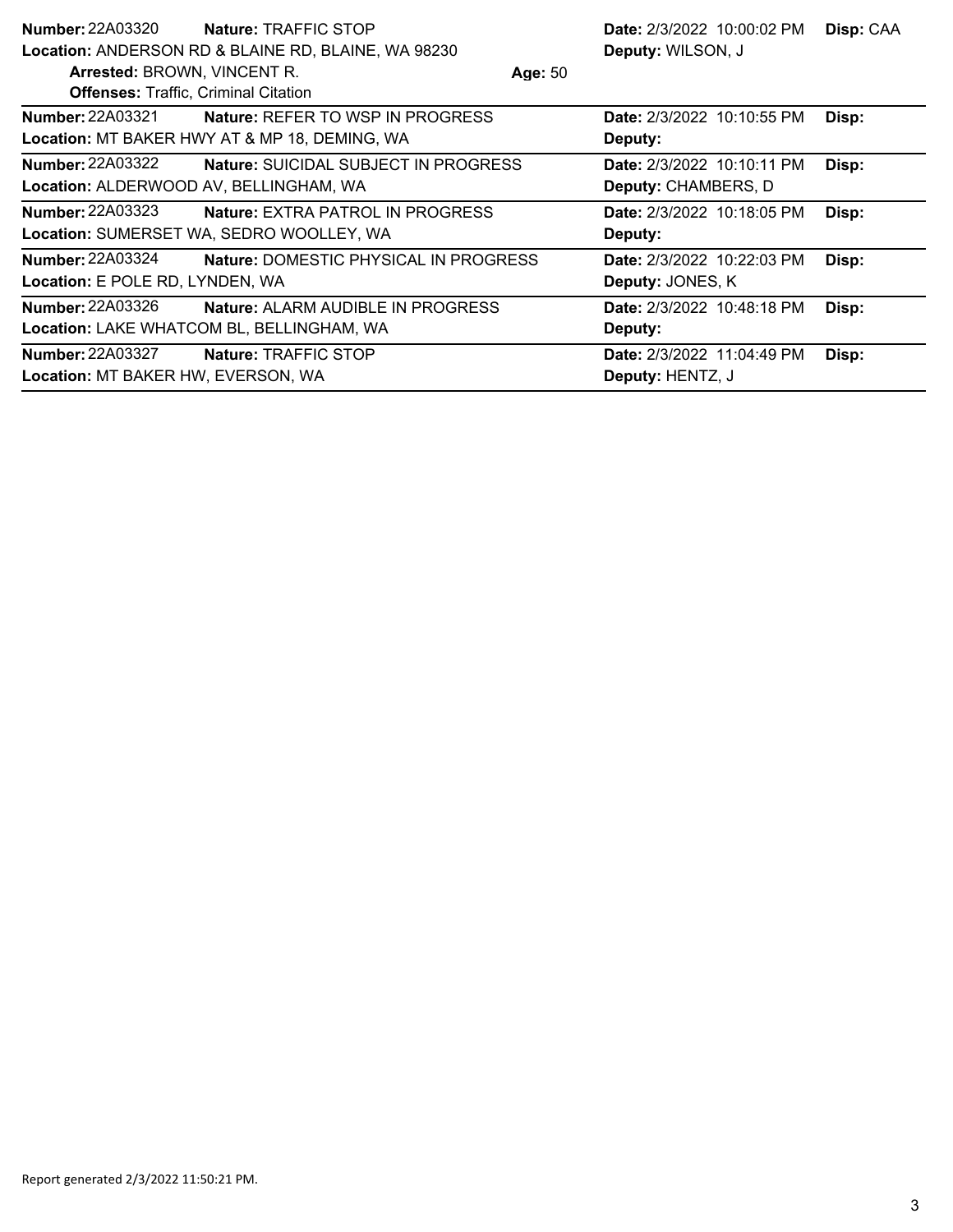**Number:** 22A03320 **Nature:** TRAFFIC STOP **Date:** 2/3/2022 10:00:02 PM **Disp:** CAA
**Location:** ANDERSON RD & BLAINE RD, BLAINE, WA 98230 **Deputy:** WILSON, J
**Arrested:** BROWN, VINCENT R. **Age:** 50
**Offenses:** Traffic, Criminal Citation

---

**Number:** 22A03321 **Nature:** REFER TO WSP IN PROGRESS **Date:** 2/3/2022 10:10:55 PM **Disp:**
**Location:** MT BAKER HWY AT & MP 18, DEMING, WA **Deputy:**

---

**Number:** 22A03322 **Nature:** SUICIDAL SUBJECT IN PROGRESS **Date:** 2/3/2022 10:10:11 PM **Disp:**
**Location:** ALDERWOOD AV, BELLINGHAM, WA **Deputy:** CHAMBERS, D

---

**Number:** 22A03323 **Nature:** EXTRA PATROL IN PROGRESS **Date:** 2/3/2022 10:18:05 PM **Disp:**
**Location:** SUMERSET WA, SEDRO WOOLLEY, WA **Deputy:**

---

**Number:** 22A03324 **Nature:** DOMESTIC PHYSICAL IN PROGRESS **Date:** 2/3/2022 10:22:03 PM **Disp:**
**Location:** E POLE RD, LYNDEN, WA **Deputy:** JONES, K

---

**Number:** 22A03326 **Nature:** ALARM AUDIBLE IN PROGRESS **Date:** 2/3/2022 10:48:18 PM **Disp:**
**Location:** LAKE WHATCOM BL, BELLINGHAM, WA **Deputy:**

---

**Number:** 22A03327 **Nature:** TRAFFIC STOP **Date:** 2/3/2022 11:04:49 PM **Disp:**
**Location:** MT BAKER HW, EVERSON, WA **Deputy:** HENTZ, J

---

Report generated 2/3/2022 11:50:21 PM.